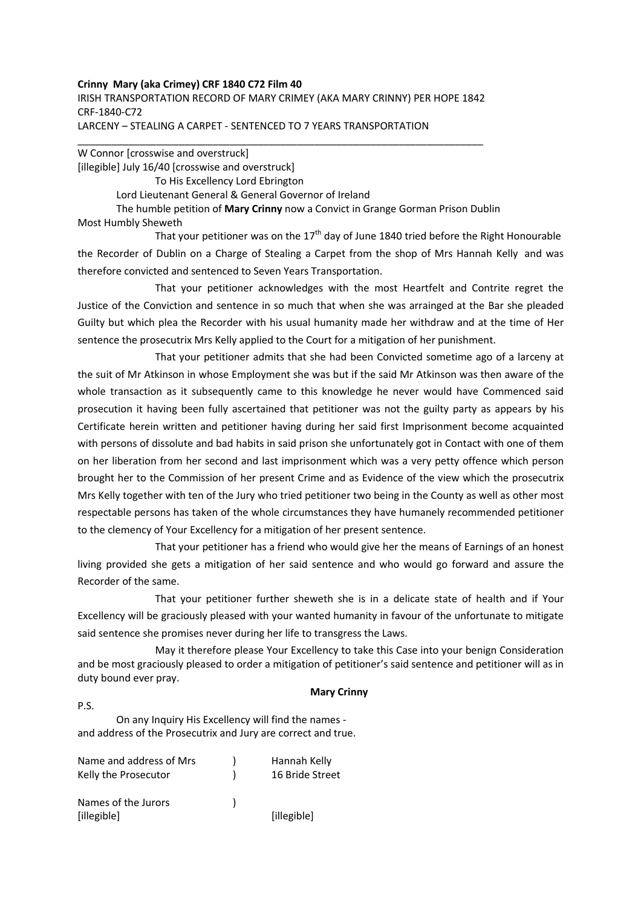**Crinny Mary (aka Crimey) CRF 1840 C72 Film 40**
IRISH TRANSPORTATION RECORD OF MARY CRIMEY (AKA MARY CRINNY) PER HOPE 1842
CRF-1840-C72
LARCENY – STEALING A CARPET - SENTENCED TO 7 YEARS TRANSPORTATION

---

W Connor [crosswise and overstruck]
[illegible] July 16/40 [crosswise and overstruck]

To His Excellency Lord Ebrington
Lord Lieutenant General & General Governor of Ireland
The humble petition of **Mary Crinny** now a Convict in Grange Gorman Prison Dublin

Most Humbly Sheweth

That your petitioner was on the 17th day of June 1840 tried before the Right Honourable the Recorder of Dublin on a Charge of Stealing a Carpet from the shop of Mrs Hannah Kelly and was therefore convicted and sentenced to Seven Years Transportation.

That your petitioner acknowledges with the most Heartfelt and Contrite regret the Justice of the Conviction and sentence in so much that when she was arrainged at the Bar she pleaded Guilty but which plea the Recorder with his usual humanity made her withdraw and at the time of Her sentence the prosecutrix Mrs Kelly applied to the Court for a mitigation of her punishment.

That your petitioner admits that she had been Convicted sometime ago of a larceny at the suit of Mr Atkinson in whose Employment she was but if the said Mr Atkinson was then aware of the whole transaction as it subsequently came to this knowledge he never would have Commenced said prosecution it having been fully ascertained that petitioner was not the guilty party as appears by his Certificate herein written and petitioner having during her said first Imprisonment become acquainted with persons of dissolute and bad habits in said prison she unfortunately got in Contact with one of them on her liberation from her second and last imprisonment which was a very petty offence which person brought her to the Commission of her present Crime and as Evidence of the view which the prosecutrix Mrs Kelly together with ten of the Jury who tried petitioner two being in the County as well as other most respectable persons has taken of the whole circumstances they have humanely recommended petitioner to the clemency of Your Excellency for a mitigation of her present sentence.

That your petitioner has a friend who would give her the means of Earnings of an honest living provided she gets a mitigation of her said sentence and who would go forward and assure the Recorder of the same.

That your petitioner further sheweth she is in a delicate state of health and if Your Excellency will be graciously pleased with your wanted humanity in favour of the unfortunate to mitigate said sentence she promises never during her life to transgress the Laws.

May it therefore please Your Excellency to take this Case into your benign Consideration and be most graciously pleased to order a mitigation of petitioner's said sentence and petitioner will as in duty bound ever pray.

**Mary Crinny**

P.S.

On any Inquiry His Excellency will find the names - and address of the Prosecutrix and Jury are correct and true.

| | | |
|---|---|---|
| Name and address of Mrs Kelly the Prosecutor | ) | Hannah Kelly<br>16 Bride Street |
| Names of the Jurors | ) | |
| [illegible] | | [illegible] |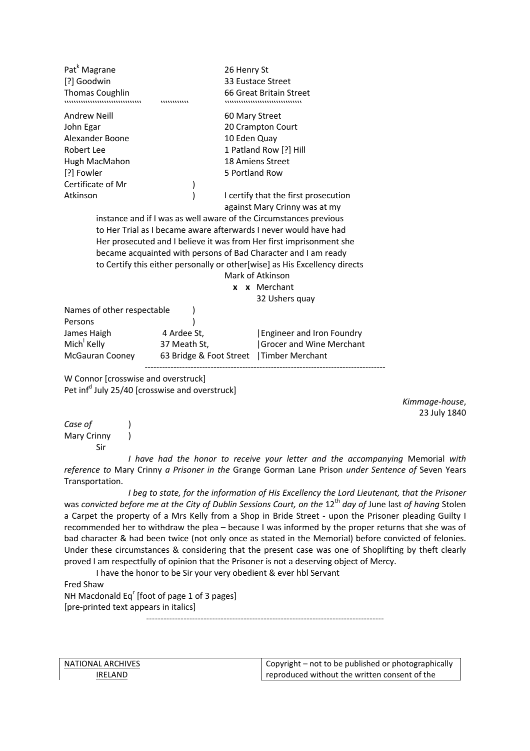| | | |
|---|---|---|
| Pat[k] Magrane | | 26 Henry St |
| [?] Goodwin | | 33 Eustace Street |
| Thomas Coughlin | | 66 Great Britain Street |
| Andrew Neill | | 60 Mary Street |
| John Egar | | 20 Crampton Court |
| Alexander Boone | | 10 Eden Quay |
| Robert Lee | | 1 Patland Row [?] Hill |
| Hugh MacMahon | | 18 Amiens Street |
| [?] Fowler | | 5 Portland Row |

Certificate of Mr Atkinson )

I certify that the first prosecution against Mary Crinny was at my instance and if I was as well aware of the Circumstances previous to Her Trial as I became aware afterwards I never would have had Her prosecuted and I believe it was from Her first imprisonment she became acquainted with persons of Bad Character and I am ready to Certify this either personally or other[wise] as His Excellency directs

Mark of Atkinson
**x x** Merchant
32 Ushers quay

Names of other respectable Persons )

| | | |
|---|---|---|
| James Haigh | 4 Ardee St, | Engineer and Iron Foundry |
| Mich[l] Kelly | 37 Meath St, | Grocer and Wine Merchant |
| McGauran Cooney | 63 Bridge & Foot Street | Timber Merchant |

---

W Connor [crosswise and overstruck]
Pet inf[d] July 25/40 [crosswise and overstruck]

*Kimmage-house*,
23 July 1840

*Case of* )
Mary Crinny )

Sir

*I have had the honor to receive your letter and the accompanying* Memorial *with reference to* Mary Crinny *a Prisoner in the* Grange Gorman Lane Prison *under Sentence of* Seven Years Transportation.

*I beg to state, for the information of His Excellency the Lord Lieutenant, that the Prisoner* was *convicted before me at the City of Dublin Sessions Court, on the* 12th *day of* June last *of having* Stolen a Carpet the property of a Mrs Kelly from a Shop in Bride Street - upon the Prisoner pleading Guilty I recommended her to withdraw the plea – because I was informed by the proper returns that she was of bad character & had been twice (not only once as stated in the Memorial) before convicted of felonies. Under these circumstances & considering that the present case was one of Shoplifting by theft clearly proved I am respectfully of opinion that the Prisoner is not a deserving object of Mercy.

I have the honor to be Sir your very obedient & ever hbl Servant

Fred Shaw

NH Macdonald Eq[r] [foot of page 1 of 3 pages]
[pre-printed text appears in italics]

---

NATIONAL ARCHIVES IRELAND

Copyright – not to be published or photographically reproduced without the written consent of the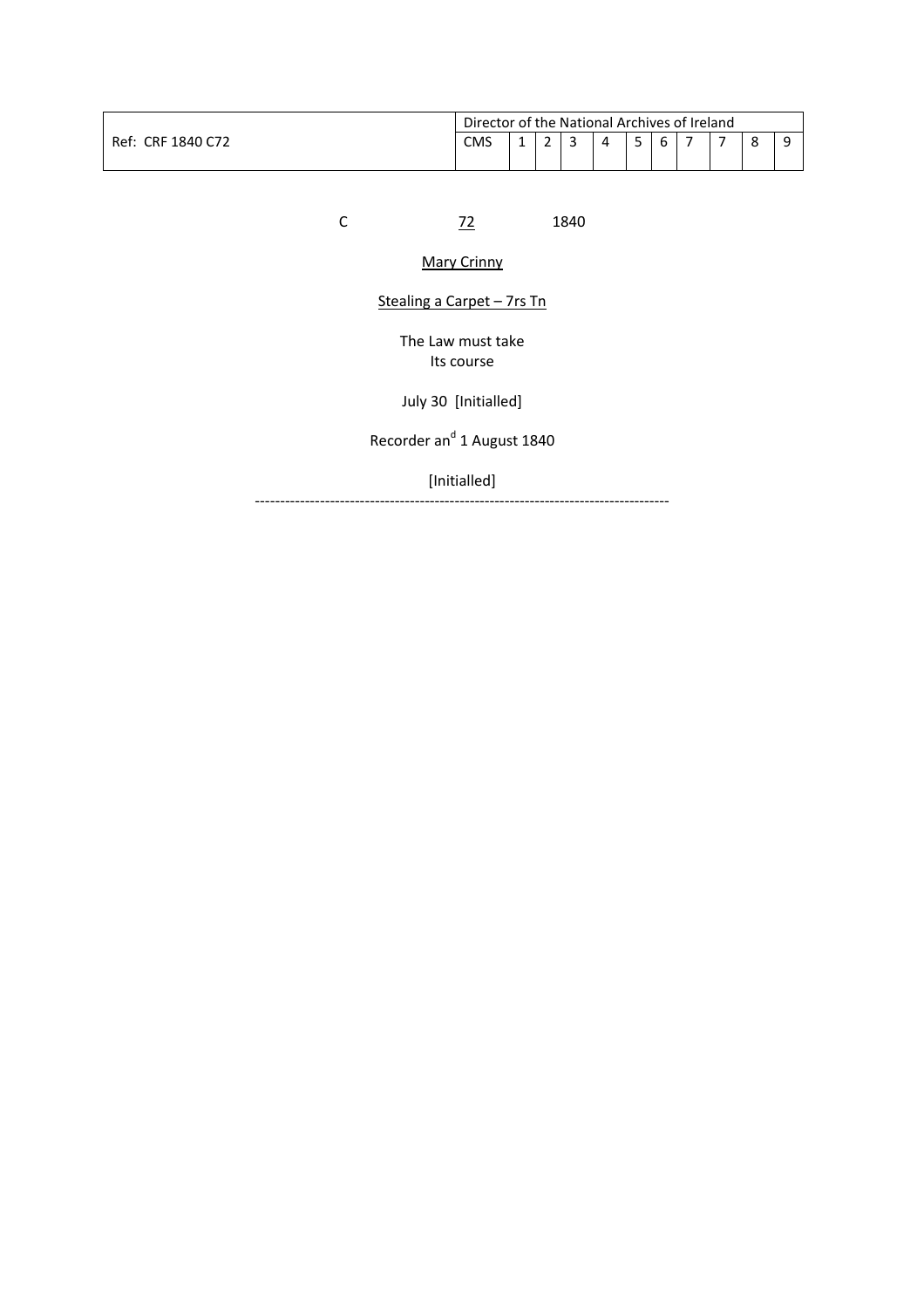| Ref: CRF 1840 C72 | Director of the National Archives of Ireland | | | | | | | | | | |
|---|---|---|---|---|---|---|---|---|---|---|---|
| | CMS | 1 | 2 | 3 | 4 | 5 | 6 | 7 | 7 | 8 | 9 |

C 72 1840

Mary Crinny

Stealing a Carpet – 7rs Tn

The Law must take
Its course

July 30 [Initialled]

Recorder an[d] 1 August 1840

[Initialled]

---